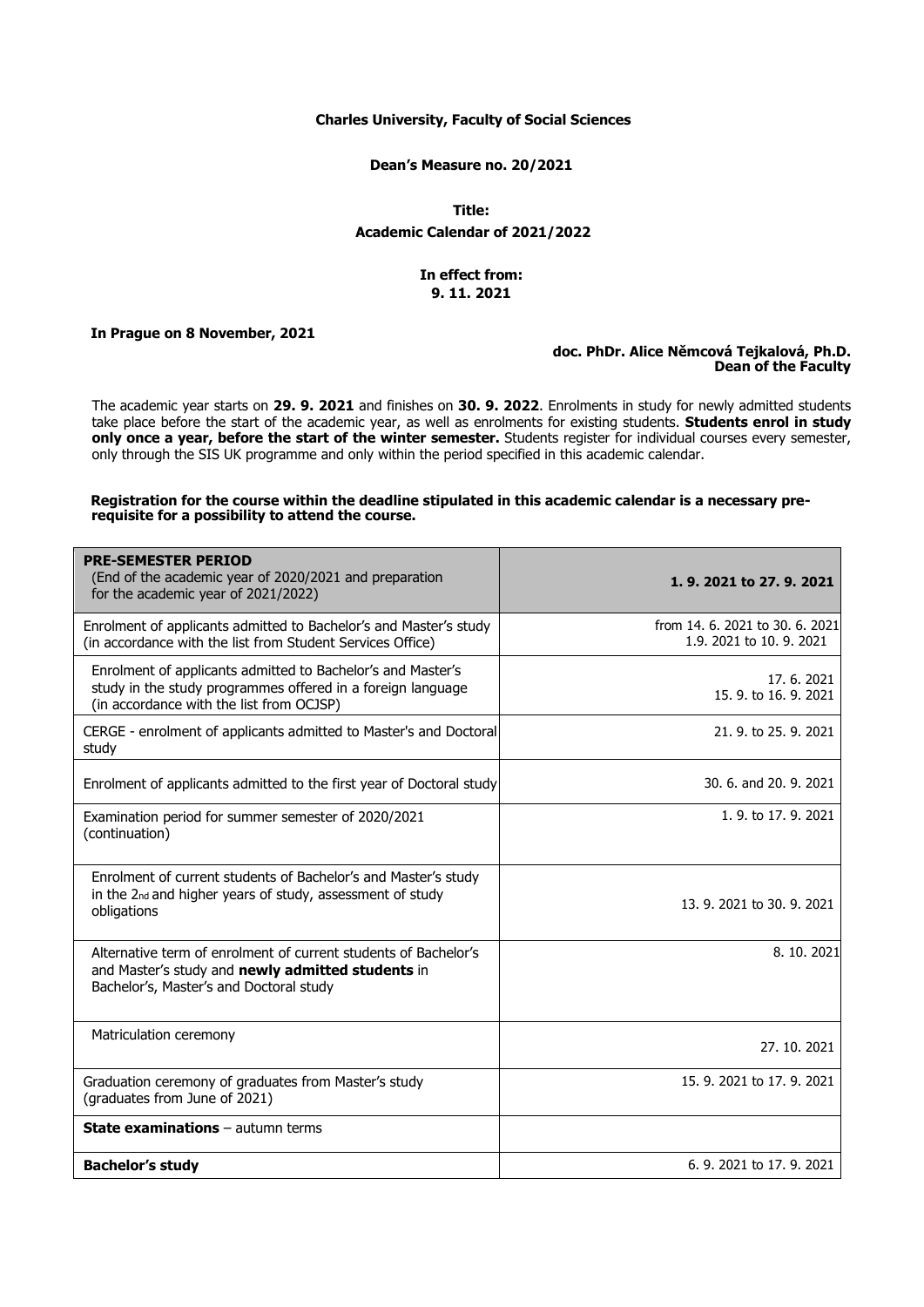**Charles University, Faculty of Social Sciences**

**Dean's Measure no. 20/2021**

**Title:**
**Academic Calendar of 2021/2022**

**In effect from:**
**9. 11. 2021**

**In Prague on 8 November, 2021**

**doc. PhDr. Alice Němcová Tejkalová, Ph.D.**
**Dean of the Faculty**

The academic year starts on **29. 9. 2021** and finishes on **30. 9. 2022**. Enrolments in study for newly admitted students take place before the start of the academic year, as well as enrolments for existing students. **Students enrol in study only once a year, before the start of the winter semester.** Students register for individual courses every semester, only through the SIS UK programme and only within the period specified in this academic calendar.

**Registration for the course within the deadline stipulated in this academic calendar is a necessary pre-requisite for a possibility to attend the course.**

| **PRE-SEMESTER PERIOD** (End of the academic year of 2020/2021 and preparation for the academic year of 2021/2022) | **1. 9. 2021 to 27. 9. 2021** |
|---|---|
| Enrolment of applicants admitted to Bachelor's and Master's study (in accordance with the list from Student Services Office) | from 14. 6. 2021 to 30. 6. 2021<br>1.9. 2021 to 10. 9. 2021 |
| Enrolment of applicants admitted to Bachelor's and Master's study in the study programmes offered in a foreign language (in accordance with the list from OCJSP) | 17. 6. 2021<br>15. 9. to 16. 9. 2021 |
| CERGE - enrolment of applicants admitted to Master's and Doctoral study | 21. 9. to 25. 9. 2021 |
| Enrolment of applicants admitted to the first year of Doctoral study | 30. 6. and 20. 9. 2021 |
| Examination period for summer semester of 2020/2021 (continuation) | 1. 9. to 17. 9. 2021 |
| Enrolment of current students of Bachelor's and Master's study in the 2nd and higher years of study, assessment of study obligations | 13. 9. 2021 to 30. 9. 2021 |
| Alternative term of enrolment of current students of Bachelor's and Master's study and **newly admitted students** in Bachelor's, Master's and Doctoral study | 8. 10. 2021 |
| Matriculation ceremony | 27. 10. 2021 |
| Graduation ceremony of graduates from Master's study (graduates from June of 2021) | 15. 9. 2021 to 17. 9. 2021 |
| **State examinations** – autumn terms | |
| **Bachelor's study** | 6. 9. 2021 to 17. 9. 2021 |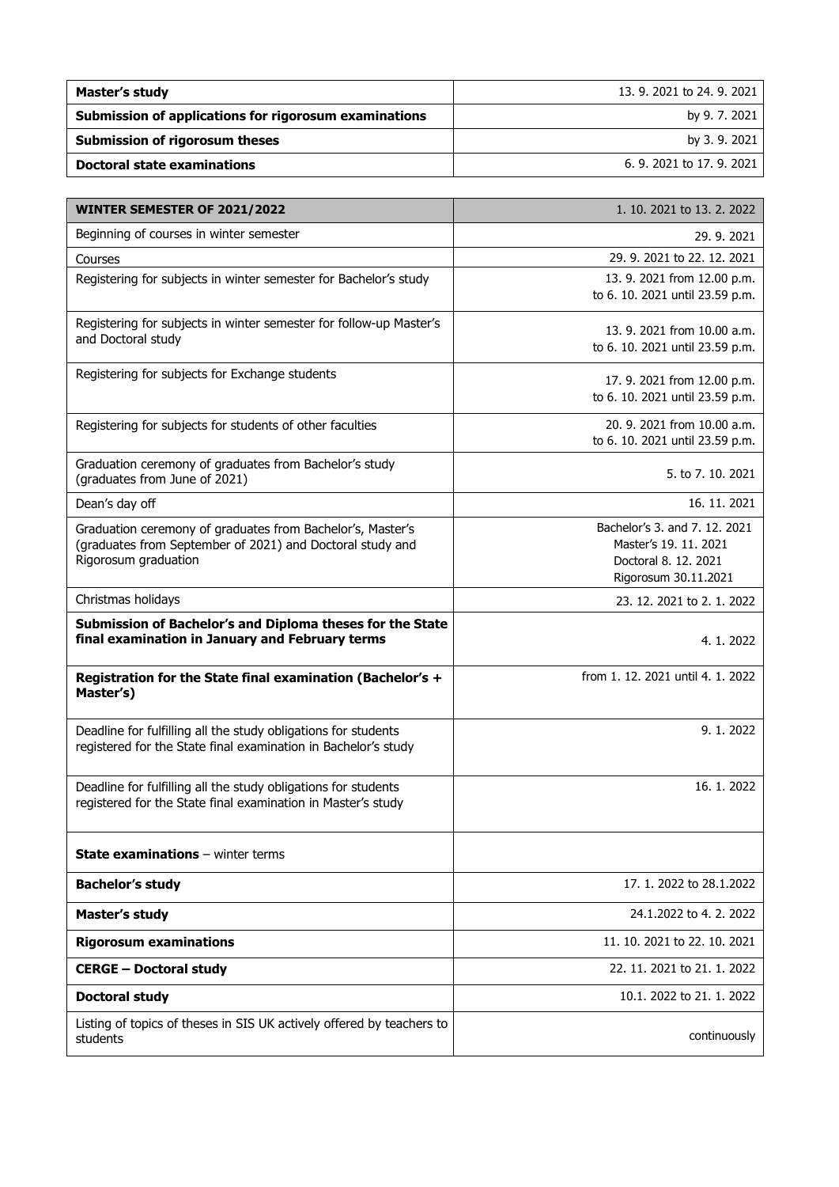| | |
|---|---|
| **Master's study** | 13. 9. 2021 to 24. 9. 2021 |
| **Submission of applications for rigorosum examinations** | by 9. 7. 2021 |
| **Submission of rigorosum theses** | by 3. 9. 2021 |
| **Doctoral state examinations** | 6. 9. 2021 to 17. 9. 2021 |

| **WINTER SEMESTER OF 2021/2022** | 1. 10. 2021 to 13. 2. 2022 |
|---|---|
| Beginning of courses in winter semester | 29. 9. 2021 |
| Courses | 29. 9. 2021 to 22. 12. 2021 |
| Registering for subjects in winter semester for Bachelor's study | 13. 9. 2021 from 12.00 p.m. to 6. 10. 2021 until 23.59 p.m. |
| Registering for subjects in winter semester for follow-up Master's and Doctoral study | 13. 9. 2021 from 10.00 a.m. to 6. 10. 2021 until 23.59 p.m. |
| Registering for subjects for Exchange students | 17. 9. 2021 from 12.00 p.m. to 6. 10. 2021 until 23.59 p.m. |
| Registering for subjects for students of other faculties | 20. 9. 2021 from 10.00 a.m. to 6. 10. 2021 until 23.59 p.m. |
| Graduation ceremony of graduates from Bachelor's study (graduates from June of 2021) | 5. to 7. 10. 2021 |
| Dean's day off | 16. 11. 2021 |
| Graduation ceremony of graduates from Bachelor's, Master's (graduates from September of 2021) and Doctoral study and Rigorosum graduation | Bachelor's 3. and 7. 12. 2021<br>Master's 19. 11. 2021<br>Doctoral 8. 12. 2021<br>Rigorosum 30.11.2021 |
| Christmas holidays | 23. 12. 2021 to 2. 1. 2022 |
| **Submission of Bachelor's and Diploma theses for the State final examination in January and February terms** | 4. 1. 2022 |
| **Registration for the State final examination (Bachelor's + Master's)** | from 1. 12. 2021 until 4. 1. 2022 |
| Deadline for fulfilling all the study obligations for students registered for the State final examination in Bachelor's study | 9. 1. 2022 |
| Deadline for fulfilling all the study obligations for students registered for the State final examination in Master's study | 16. 1. 2022 |
| **State examinations** – winter terms | |
| **Bachelor's study** | 17. 1. 2022 to 28.1.2022 |
| **Master's study** | 24.1.2022 to 4. 2. 2022 |
| **Rigorosum examinations** | 11. 10. 2021 to 22. 10. 2021 |
| **CERGE – Doctoral study** | 22. 11. 2021 to 21. 1. 2022 |
| **Doctoral study** | 10.1. 2022 to 21. 1. 2022 |
| Listing of topics of theses in SIS UK actively offered by teachers to students | continuously |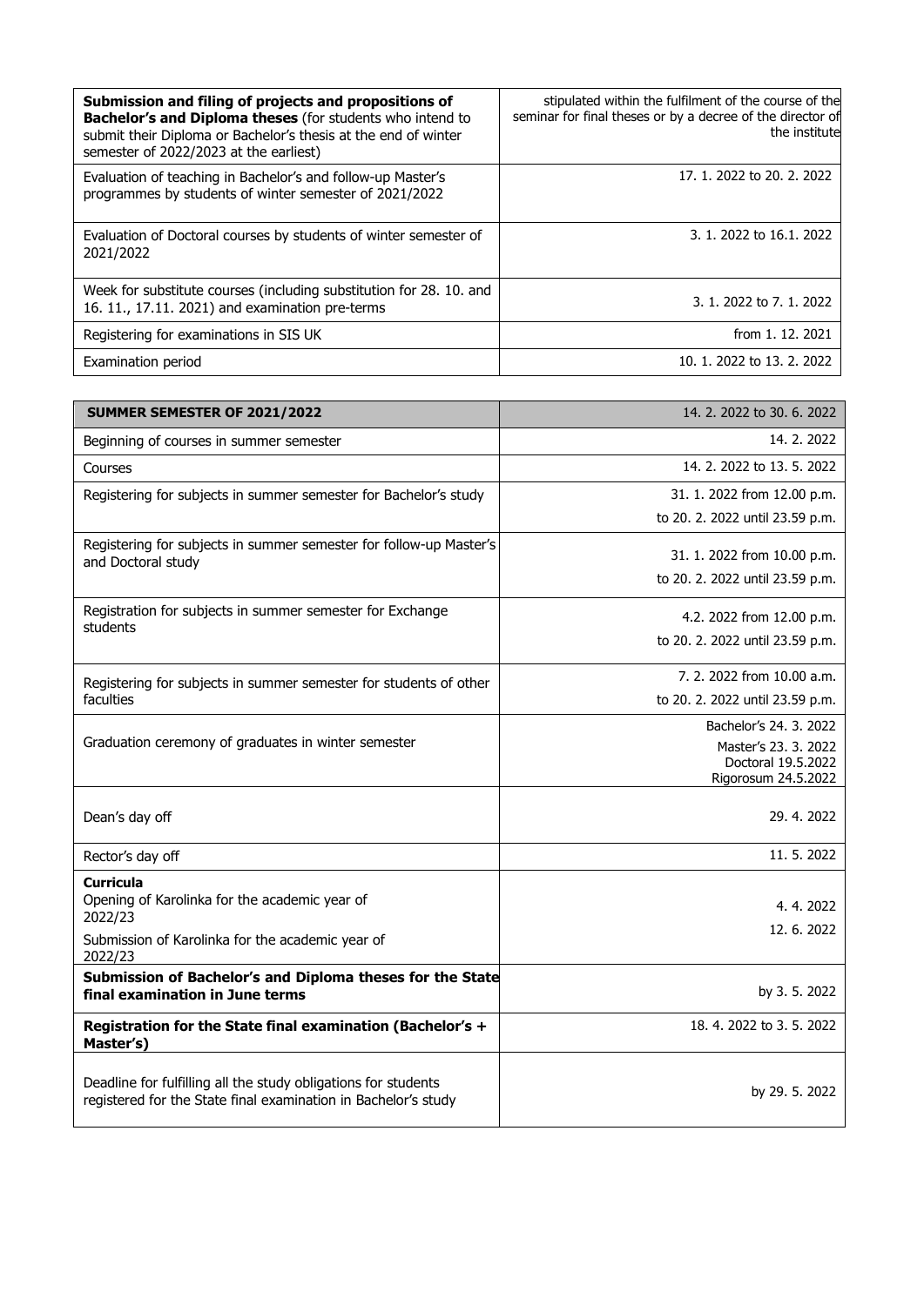| | |
|---|---|
| **Submission and filing of projects and propositions of Bachelor's and Diploma theses** (for students who intend to submit their Diploma or Bachelor's thesis at the end of winter semester of 2022/2023 at the earliest) | stipulated within the fulfilment of the course of the seminar for final theses or by a decree of the director of the institute |
| Evaluation of teaching in Bachelor's and follow-up Master's programmes by students of winter semester of 2021/2022 | 17. 1. 2022 to 20. 2. 2022 |
| Evaluation of Doctoral courses by students of winter semester of 2021/2022 | 3. 1. 2022 to 16.1. 2022 |
| Week for substitute courses (including substitution for 28. 10. and 16. 11., 17.11. 2021) and examination pre-terms | 3. 1. 2022 to 7. 1. 2022 |
| Registering for examinations in SIS UK | from 1. 12. 2021 |
| Examination period | 10. 1. 2022 to 13. 2. 2022 |

| **SUMMER SEMESTER OF 2021/2022** | 14. 2. 2022 to 30. 6. 2022 |
|---|---|
| Beginning of courses in summer semester | 14. 2. 2022 |
| Courses | 14. 2. 2022 to 13. 5. 2022 |
| Registering for subjects in summer semester for Bachelor's study | 31. 1. 2022 from 12.00 p.m.<br>to 20. 2. 2022 until 23.59 p.m. |
| Registering for subjects in summer semester for follow-up Master's and Doctoral study | 31. 1. 2022 from 10.00 p.m.<br>to 20. 2. 2022 until 23.59 p.m. |
| Registration for subjects in summer semester for Exchange students | 4.2. 2022 from 12.00 p.m.<br>to 20. 2. 2022 until 23.59 p.m. |
| Registering for subjects in summer semester for students of other faculties | 7. 2. 2022 from 10.00 a.m.<br>to 20. 2. 2022 until 23.59 p.m. |
| Graduation ceremony of graduates in winter semester | Bachelor's 24. 3. 2022<br>Master's 23. 3. 2022<br>Doctoral 19.5.2022<br>Rigorosum 24.5.2022 |
| Dean's day off | 29. 4. 2022 |
| Rector's day off | 11. 5. 2022 |
| **Curricula**<br>Opening of Karolinka for the academic year of 2022/23<br>Submission of Karolinka for the academic year of 2022/23 | 4. 4. 2022<br>12. 6. 2022 |
| **Submission of Bachelor's and Diploma theses for the State final examination in June terms** | by 3. 5. 2022 |
| **Registration for the State final examination (Bachelor's + Master's)** | 18. 4. 2022 to 3. 5. 2022 |
| Deadline for fulfilling all the study obligations for students registered for the State final examination in Bachelor's study | by 29. 5. 2022 |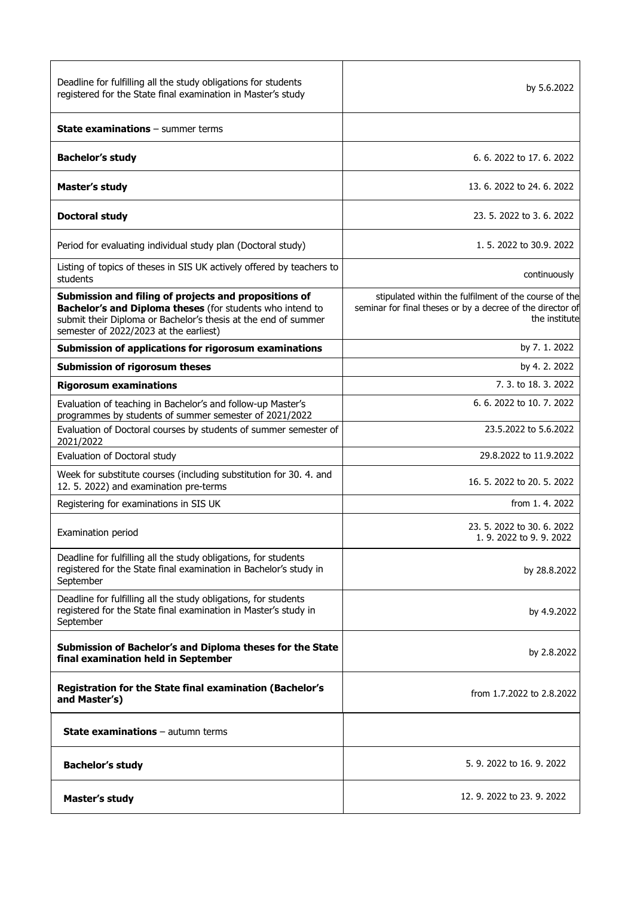| | |
|---|---|
| Deadline for fulfilling all the study obligations for students registered for the State final examination in Master's study | by 5.6.2022 |
| **State examinations** – summer terms | |
| **Bachelor's study** | 6. 6. 2022 to 17. 6. 2022 |
| **Master's study** | 13. 6. 2022 to 24. 6. 2022 |
| **Doctoral study** | 23. 5. 2022 to 3. 6. 2022 |
| Period for evaluating individual study plan (Doctoral study) | 1. 5. 2022 to 30.9. 2022 |
| Listing of topics of theses in SIS UK actively offered by teachers to students | continuously |
| **Submission and filing of projects and propositions of Bachelor's and Diploma theses** (for students who intend to submit their Diploma or Bachelor's thesis at the end of summer semester of 2022/2023 at the earliest) | stipulated within the fulfilment of the course of the seminar for final theses or by a decree of the director of the institute |
| **Submission of applications for rigorosum examinations** | by 7. 1. 2022 |
| **Submission of rigorosum theses** | by 4. 2. 2022 |
| **Rigorosum examinations** | 7. 3. to 18. 3. 2022 |
| Evaluation of teaching in Bachelor's and follow-up Master's programmes by students of summer semester of 2021/2022 | 6. 6. 2022 to 10. 7. 2022 |
| Evaluation of Doctoral courses by students of summer semester of 2021/2022 | 23.5.2022 to 5.6.2022 |
| Evaluation of Doctoral study | 29.8.2022 to 11.9.2022 |
| Week for substitute courses (including substitution for 30. 4. and 12. 5. 2022) and examination pre-terms | 16. 5. 2022 to 20. 5. 2022 |
| Registering for examinations in SIS UK | from 1. 4. 2022 |
| Examination period | 23. 5. 2022 to 30. 6. 2022<br>1. 9. 2022 to 9. 9. 2022 |
| Deadline for fulfilling all the study obligations, for students registered for the State final examination in Bachelor's study in September | by 28.8.2022 |
| Deadline for fulfilling all the study obligations, for students registered for the State final examination in Master's study in September | by 4.9.2022 |
| **Submission of Bachelor's and Diploma theses for the State final examination held in September** | by 2.8.2022 |
| **Registration for the State final examination (Bachelor's and Master's)** | from 1.7.2022 to 2.8.2022 |
| **State examinations** – autumn terms | |
| **Bachelor's study** | 5. 9. 2022 to 16. 9. 2022 |
| **Master's study** | 12. 9. 2022 to 23. 9. 2022 |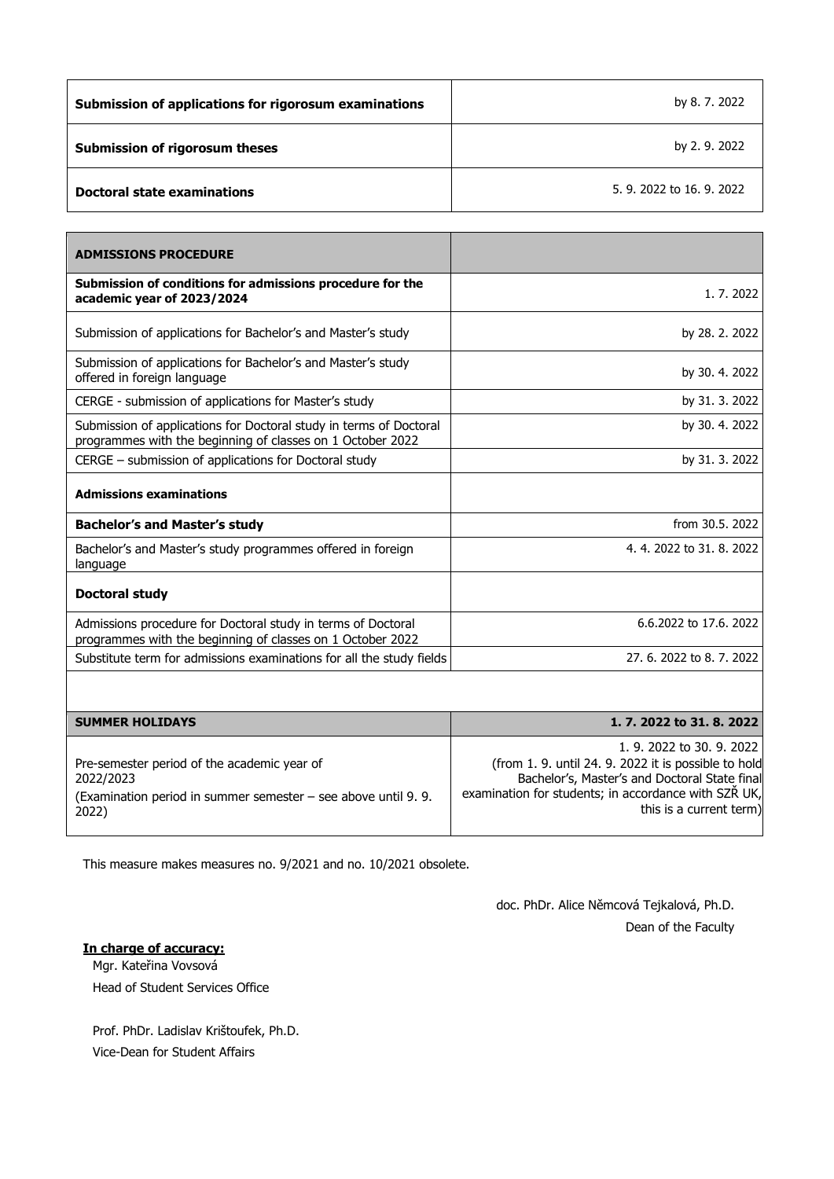| | |
|---|---|
| **Submission of applications for rigorosum examinations** | by 8. 7. 2022 |
| **Submission of rigorosum theses** | by 2. 9. 2022 |
| **Doctoral state examinations** | 5. 9. 2022 to 16. 9. 2022 |

| **ADMISSIONS PROCEDURE** | |
|---|---|
| **Submission of conditions for admissions procedure for the academic year of 2023/2024** | 1. 7. 2022 |
| Submission of applications for Bachelor's and Master's study | by 28. 2. 2022 |
| Submission of applications for Bachelor's and Master's study offered in foreign language | by 30. 4. 2022 |
| CERGE - submission of applications for Master's study | by 31. 3. 2022 |
| Submission of applications for Doctoral study in terms of Doctoral programmes with the beginning of classes on 1 October 2022 | by 30. 4. 2022 |
| CERGE – submission of applications for Doctoral study | by 31. 3. 2022 |
| **Admissions examinations** | |
| **Bachelor's and Master's study** | from 30.5. 2022 |
| Bachelor's and Master's study programmes offered in foreign language | 4. 4. 2022 to 31. 8. 2022 |
| **Doctoral study** | |
| Admissions procedure for Doctoral study in terms of Doctoral programmes with the beginning of classes on 1 October 2022 | 6.6.2022 to 17.6. 2022 |
| Substitute term for admissions examinations for all the study fields | 27. 6. 2022 to 8. 7. 2022 |

| **SUMMER HOLIDAYS** | **1. 7. 2022 to 31. 8. 2022** |
|---|---|
| Pre-semester period of the academic year of 2022/2023 (Examination period in summer semester – see above until 9. 9. 2022) | 1. 9. 2022 to 30. 9. 2022 (from 1. 9. until 24. 9. 2022 it is possible to hold Bachelor's, Master's and Doctoral State final examination for students; in accordance with SZŘ UK, this is a current term) |

This measure makes measures no. 9/2021 and no. 10/2021 obsolete.

doc. PhDr. Alice Němcová Tejkalová, Ph.D.
Dean of the Faculty

**In charge of accuracy:**

Mgr. Kateřina Vovsová
Head of Student Services Office

Prof. PhDr. Ladislav Krištoufek, Ph.D.
Vice-Dean for Student Affairs